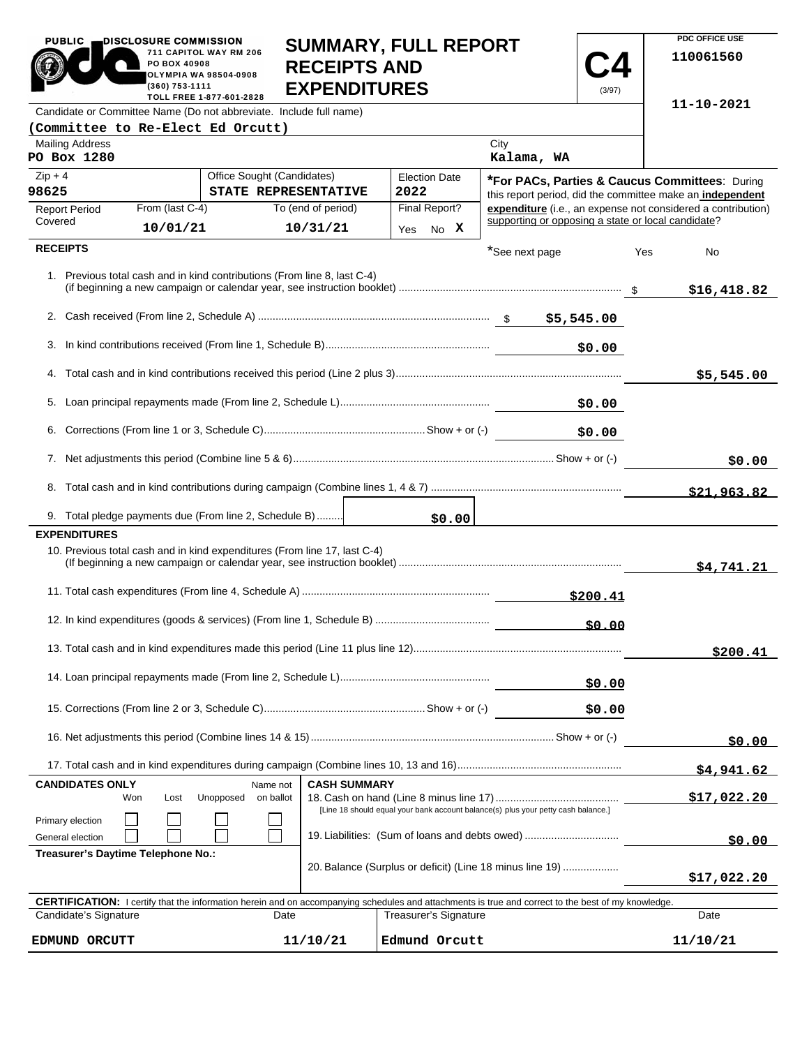PUBLIC DISCLOSURE COMMISSION
711 CAPITOL WAY RM 206
PO BOX 40908
OLYMPIA WA 98504-0908
(360) 753-1111
TOLL FREE 1-877-601-2828

# SUMMARY, FULL REPORT RECEIPTS AND EXPENDITURES

**C4** (3/97)

PDC OFFICE USE
110061560
11-10-2021

Candidate or Committee Name (Do not abbreviate. Include full name)
**(Committee to Re-Elect Ed Orcutt)**

| Mailing Address | City |
|---|---|
| PO Box 1280 | Kalama, WA |

| Zip + 4 | Office Sought (Candidates) | Election Date |
|---|---|---|
| 98625 | STATE REPRESENTATIVE | 2022 |

| Report Period Covered | From (last C-4) | To (end of period) | Final Report? |
|---|---|---|---|
| | 10/01/21 | 10/31/21 | Yes No X |

***For PACs, Parties & Caucus Committees**: During this report period, did the committee make an **independent expenditure** (i.e., an expense not considered a contribution) supporting or opposing a state or local candidate? Yes No

## RECEIPTS

*See next page

| Line | Description | Amount | Total |
|---|---|---|---|
| 1. | Previous total cash and in kind contributions (From line 8, last C-4) (if beginning a new campaign or calendar year, see instruction booklet) | | $16,418.82 |
| 2. | Cash received (From line 2, Schedule A) | $5,545.00 | |
| 3. | In kind contributions received (From line 1, Schedule B) | $0.00 | |
| 4. | Total cash and in kind contributions received this period (Line 2 plus 3) | | $5,545.00 |
| 5. | Loan principal repayments made (From line 2, Schedule L) | $0.00 | |
| 6. | Corrections (From line 1 or 3, Schedule C) Show + or (-) | $0.00 | |
| 7. | Net adjustments this period (Combine line 5 & 6) Show + or (-) | | $0.00 |
| 8. | Total cash and in kind contributions during campaign (Combine lines 1, 4 & 7) | | $21,963.82 |
| 9. | Total pledge payments due (From line 2, Schedule B) | $0.00 | |

## EXPENDITURES

| Line | Description | Amount | Total |
|---|---|---|---|
| 10. | Previous total cash and in kind expenditures (From line 17, last C-4) (If beginning a new campaign or calendar year, see instruction booklet) | | $4,741.21 |
| 11. | Total cash expenditures (From line 4, Schedule A) | $200.41 | |
| 12. | In kind expenditures (goods & services) (From line 1, Schedule B) | $0.00 | |
| 13. | Total cash and in kind expenditures made this period (Line 11 plus line 12) | | $200.41 |
| 14. | Loan principal repayments made (From line 2, Schedule L) | $0.00 | |
| 15. | Corrections (From line 2 or 3, Schedule C) Show + or (-) | $0.00 | |
| 16. | Net adjustments this period (Combine lines 14 & 15) Show + or (-) | | $0.00 |
| 17. | Total cash and in kind expenditures during campaign (Combine lines 10, 13 and 16) | | $4,941.62 |

**CANDIDATES ONLY**

| | Won | Lost | Unopposed | Name not on ballot |
|---|---|---|---|---|
| Primary election | ☐ | ☐ | ☐ | ☐ |
| General election | ☐ | ☐ | ☐ | ☐ |

**Treasurer's Daytime Telephone No.:**

**CASH SUMMARY**

| Line | Description | Amount |
|---|---|---|
| 18. | Cash on hand (Line 8 minus line 17) [Line 18 should equal your bank account balance(s) plus your petty cash balance.] | $17,022.20 |
| 19. | Liabilities: (Sum of loans and debts owed) | $0.00 |
| 20. | Balance (Surplus or deficit) (Line 18 minus line 19) | $17,022.20 |

**CERTIFICATION:** I certify that the information herein and on accompanying schedules and attachments is true and correct to the best of my knowledge.

| Candidate's Signature | Date | Treasurer's Signature | Date |
|---|---|---|---|
| EDMUND ORCUTT | 11/10/21 | Edmund Orcutt | 11/10/21 |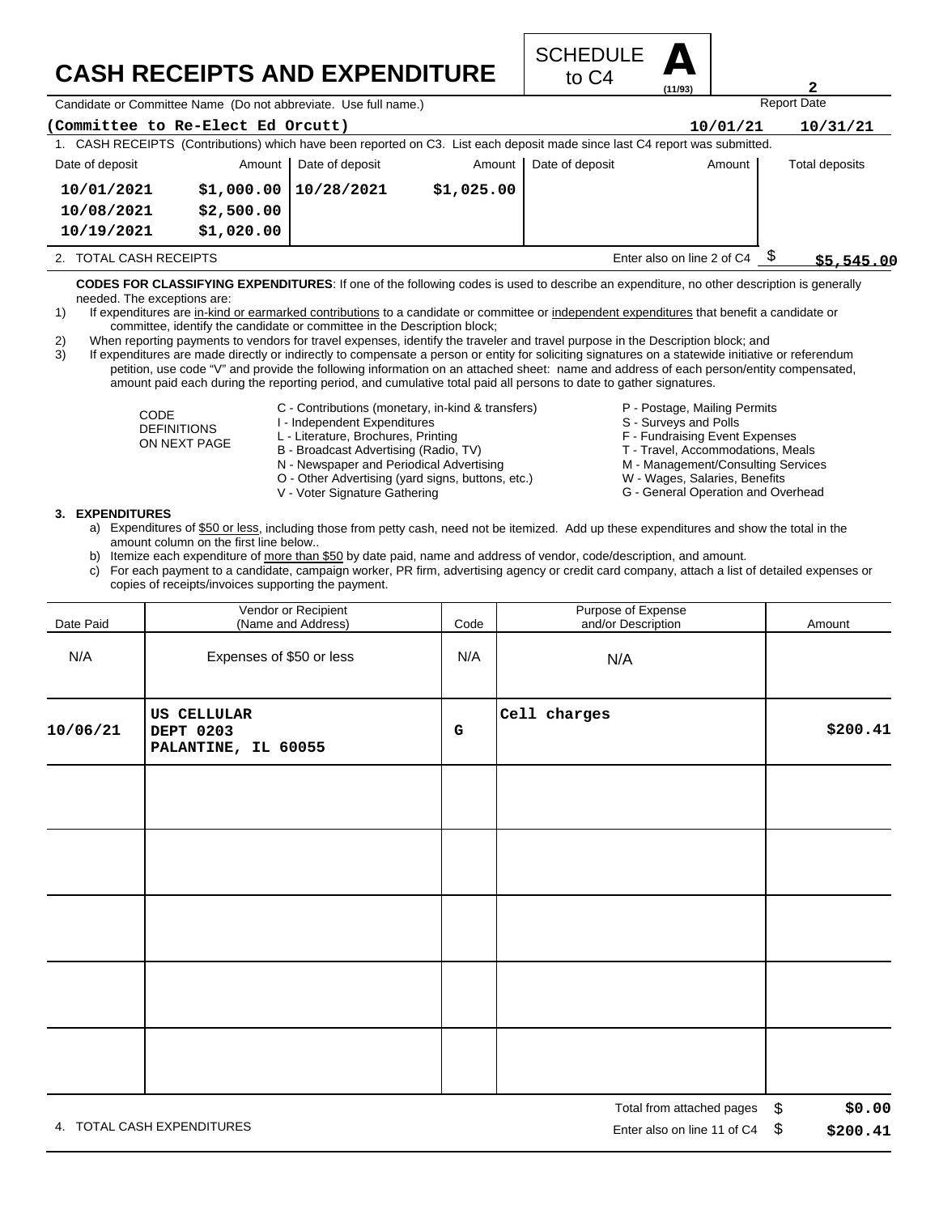# CASH RECEIPTS AND EXPENDITURE

**SCHEDULE A to C4** (11/93)

| Candidate or Committee Name (Do not abbreviate. Use full name.) | Report Date | |
|---|---|---|
| (Committee to Re-Elect Ed Orcutt) | 10/01/21 | 10/31/21 |

1. CASH RECEIPTS (Contributions) which have been reported on C3. List each deposit made since last C4 report was submitted.

| Date of deposit | Amount | Date of deposit | Amount | Date of deposit | Amount | Total deposits |
|---|---|---|---|---|---|---|
| 10/01/2021 | $1,000.00 | 10/28/2021 | $1,025.00 | | | |
| 10/08/2021 | $2,500.00 | | | | | |
| 10/19/2021 | $1,020.00 | | | | | |

2. TOTAL CASH RECEIPTS — Enter also on line 2 of C4 $ **$5,545.00**

**CODES FOR CLASSIFYING EXPENDITURES**: If one of the following codes is used to describe an expenditure, no other description is generally needed. The exceptions are:

1) If expenditures are in-kind or earmarked contributions to a candidate or committee or independent expenditures that benefit a candidate or committee, identify the candidate or committee in the Description block;
2) When reporting payments to vendors for travel expenses, identify the traveler and travel purpose in the Description block; and
3) If expenditures are made directly or indirectly to compensate a person or entity for soliciting signatures on a statewide initiative or referendum petition, use code "V" and provide the following information on an attached sheet: name and address of each person/entity compensated, amount paid each during the reporting period, and cumulative total paid all persons to date to gather signatures.

CODE DEFINITIONS ON NEXT PAGE

- C - Contributions (monetary, in-kind & transfers)
- I - Independent Expenditures
- L - Literature, Brochures, Printing
- B - Broadcast Advertising (Radio, TV)
- N - Newspaper and Periodical Advertising
- O - Other Advertising (yard signs, buttons, etc.)
- V - Voter Signature Gathering
- P - Postage, Mailing Permits
- S - Surveys and Polls
- F - Fundraising Event Expenses
- T - Travel, Accommodations, Meals
- M - Management/Consulting Services
- W - Wages, Salaries, Benefits
- G - General Operation and Overhead

**3. EXPENDITURES**

a) Expenditures of $50 or less, including those from petty cash, need not be itemized. Add up these expenditures and show the total in the amount column on the first line below..
b) Itemize each expenditure of more than $50 by date paid, name and address of vendor, code/description, and amount.
c) For each payment to a candidate, campaign worker, PR firm, advertising agency or credit card company, attach a list of detailed expenses or copies of receipts/invoices supporting the payment.

| Date Paid | Vendor or Recipient (Name and Address) | Code | Purpose of Expense and/or Description | Amount |
|---|---|---|---|---|
| N/A | Expenses of $50 or less | N/A | N/A | |
| 10/06/21 | US CELLULAR DEPT 0203 PALANTINE, IL 60055 | G | Cell charges | $200.41 |
| | | | | |
| | | | | |
| | | | | |
| | | | | |
| | | | | |

Total from attached pages $ **$0.00**

4. TOTAL CASH EXPENDITURES — Enter also on line 11 of C4 $ **$200.41**